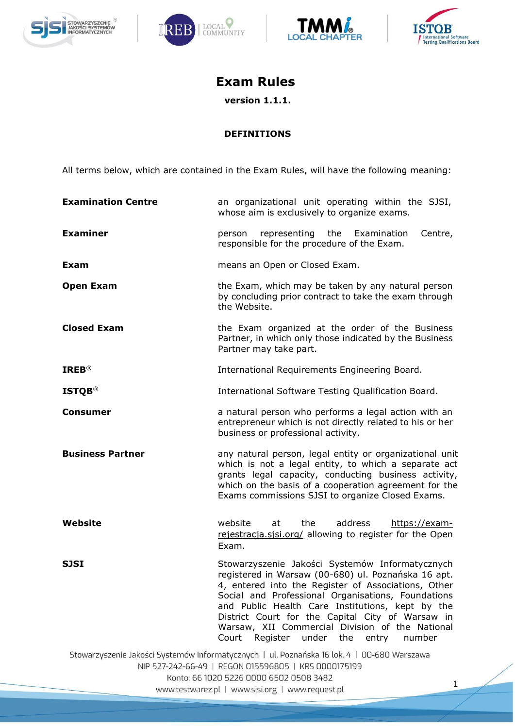# Exam Rules

**version 1.1.1.**

## DEFINITIONS

All terms below, which are contained in the Exam Rules, will have the following meaning:

| | |
|---|---|
| **Examination Centre** | an organizational unit operating within the SJSI, whose aim is exclusively to organize exams. |
| **Examiner** | person representing the Examination Centre, responsible for the procedure of the Exam. |
| **Exam** | means an Open or Closed Exam. |
| **Open Exam** | the Exam, which may be taken by any natural person by concluding prior contract to take the exam through the Website. |
| **Closed Exam** | the Exam organized at the order of the Business Partner, in which only those indicated by the Business Partner may take part. |
| **IREB®** | International Requirements Engineering Board. |
| **ISTQB®** | International Software Testing Qualification Board. |
| **Consumer** | a natural person who performs a legal action with an entrepreneur which is not directly related to his or her business or professional activity. |
| **Business Partner** | any natural person, legal entity or organizational unit which is not a legal entity, to which a separate act grants legal capacity, conducting business activity, which on the basis of a cooperation agreement for the Exams commissions SJSI to organize Closed Exams. |
| **Website** | website at the address https://exam-rejestracja.sjsi.org/ allowing to register for the Open Exam. |
| **SJSI** | Stowarzyszenie Jakości Systemów Informatycznych registered in Warsaw (00-680) ul. Poznańska 16 apt. 4, entered into the Register of Associations, Other Social and Professional Organisations, Foundations and Public Health Care Institutions, kept by the District Court for the Capital City of Warsaw in Warsaw, XII Commercial Division of the National Court Register under the entry number |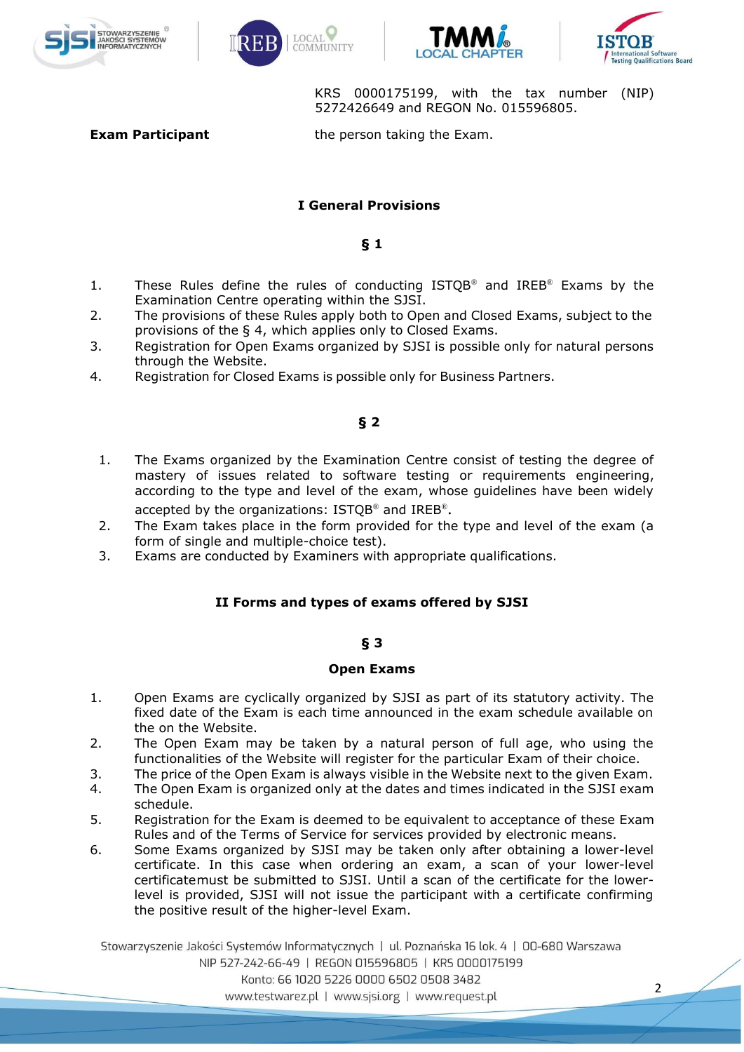KRS 0000175199, with the tax number (NIP) 5272426649 and REGON No. 015596805.

**Exam Participant** the person taking the Exam.

## I General Provisions

### § 1

1. These Rules define the rules of conducting ISTQB® and IREB® Exams by the Examination Centre operating within the SJSI.
2. The provisions of these Rules apply both to Open and Closed Exams, subject to the provisions of the § 4, which applies only to Closed Exams.
3. Registration for Open Exams organized by SJSI is possible only for natural persons through the Website.
4. Registration for Closed Exams is possible only for Business Partners.

### § 2

1. The Exams organized by the Examination Centre consist of testing the degree of mastery of issues related to software testing or requirements engineering, according to the type and level of the exam, whose guidelines have been widely accepted by the organizations: ISTQB® and IREB®.
2. The Exam takes place in the form provided for the type and level of the exam (a form of single and multiple-choice test).
3. Exams are conducted by Examiners with appropriate qualifications.

## II Forms and types of exams offered by SJSI

### § 3

**Open Exams**

1. Open Exams are cyclically organized by SJSI as part of its statutory activity. The fixed date of the Exam is each time announced in the exam schedule available on the on the Website.
2. The Open Exam may be taken by a natural person of full age, who using the functionalities of the Website will register for the particular Exam of their choice.
3. The price of the Open Exam is always visible in the Website next to the given Exam.
4. The Open Exam is organized only at the dates and times indicated in the SJSI exam schedule.
5. Registration for the Exam is deemed to be equivalent to acceptance of these Exam Rules and of the Terms of Service for services provided by electronic means.
6. Some Exams organized by SJSI may be taken only after obtaining a lower-level certificate. In this case when ordering an exam, a scan of your lower-level certificatemust be submitted to SJSI. Until a scan of the certificate for the lower-level is provided, SJSI will not issue the participant with a certificate confirming the positive result of the higher-level Exam.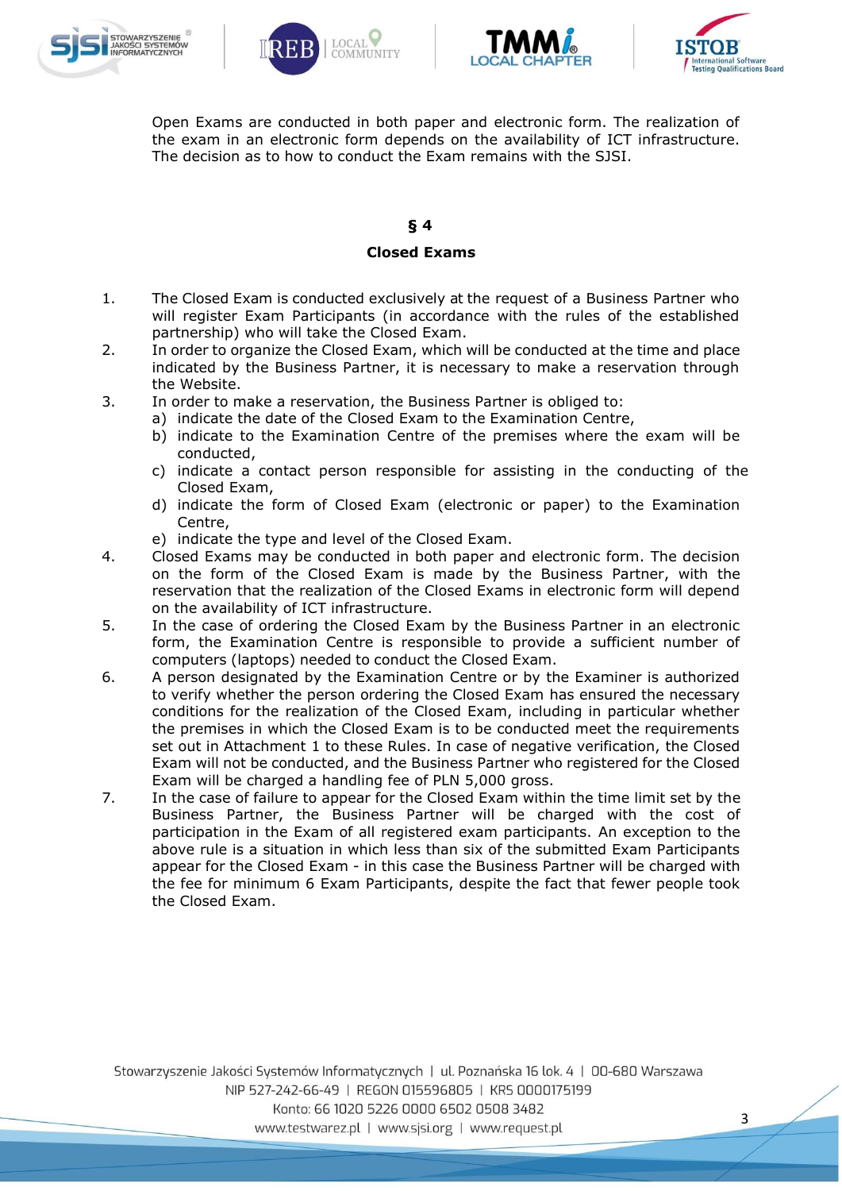Open Exams are conducted in both paper and electronic form. The realization of the exam in an electronic form depends on the availability of ICT infrastructure. The decision as to how to conduct the Exam remains with the SJSI.

## § 4

## Closed Exams

1. The Closed Exam is conducted exclusively at the request of a Business Partner who will register Exam Participants (in accordance with the rules of the established partnership) who will take the Closed Exam.
2. In order to organize the Closed Exam, which will be conducted at the time and place indicated by the Business Partner, it is necessary to make a reservation through the Website.
3. In order to make a reservation, the Business Partner is obliged to:
   a) indicate the date of the Closed Exam to the Examination Centre,
   b) indicate to the Examination Centre of the premises where the exam will be conducted,
   c) indicate a contact person responsible for assisting in the conducting of the Closed Exam,
   d) indicate the form of Closed Exam (electronic or paper) to the Examination Centre,
   e) indicate the type and level of the Closed Exam.
4. Closed Exams may be conducted in both paper and electronic form. The decision on the form of the Closed Exam is made by the Business Partner, with the reservation that the realization of the Closed Exams in electronic form will depend on the availability of ICT infrastructure.
5. In the case of ordering the Closed Exam by the Business Partner in an electronic form, the Examination Centre is responsible to provide a sufficient number of computers (laptops) needed to conduct the Closed Exam.
6. A person designated by the Examination Centre or by the Examiner is authorized to verify whether the person ordering the Closed Exam has ensured the necessary conditions for the realization of the Closed Exam, including in particular whether the premises in which the Closed Exam is to be conducted meet the requirements set out in Attachment 1 to these Rules. In case of negative verification, the Closed Exam will not be conducted, and the Business Partner who registered for the Closed Exam will be charged a handling fee of PLN 5,000 gross.
7. In the case of failure to appear for the Closed Exam within the time limit set by the Business Partner, the Business Partner will be charged with the cost of participation in the Exam of all registered exam participants. An exception to the above rule is a situation in which less than six of the submitted Exam Participants appear for the Closed Exam - in this case the Business Partner will be charged with the fee for minimum 6 Exam Participants, despite the fact that fewer people took the Closed Exam.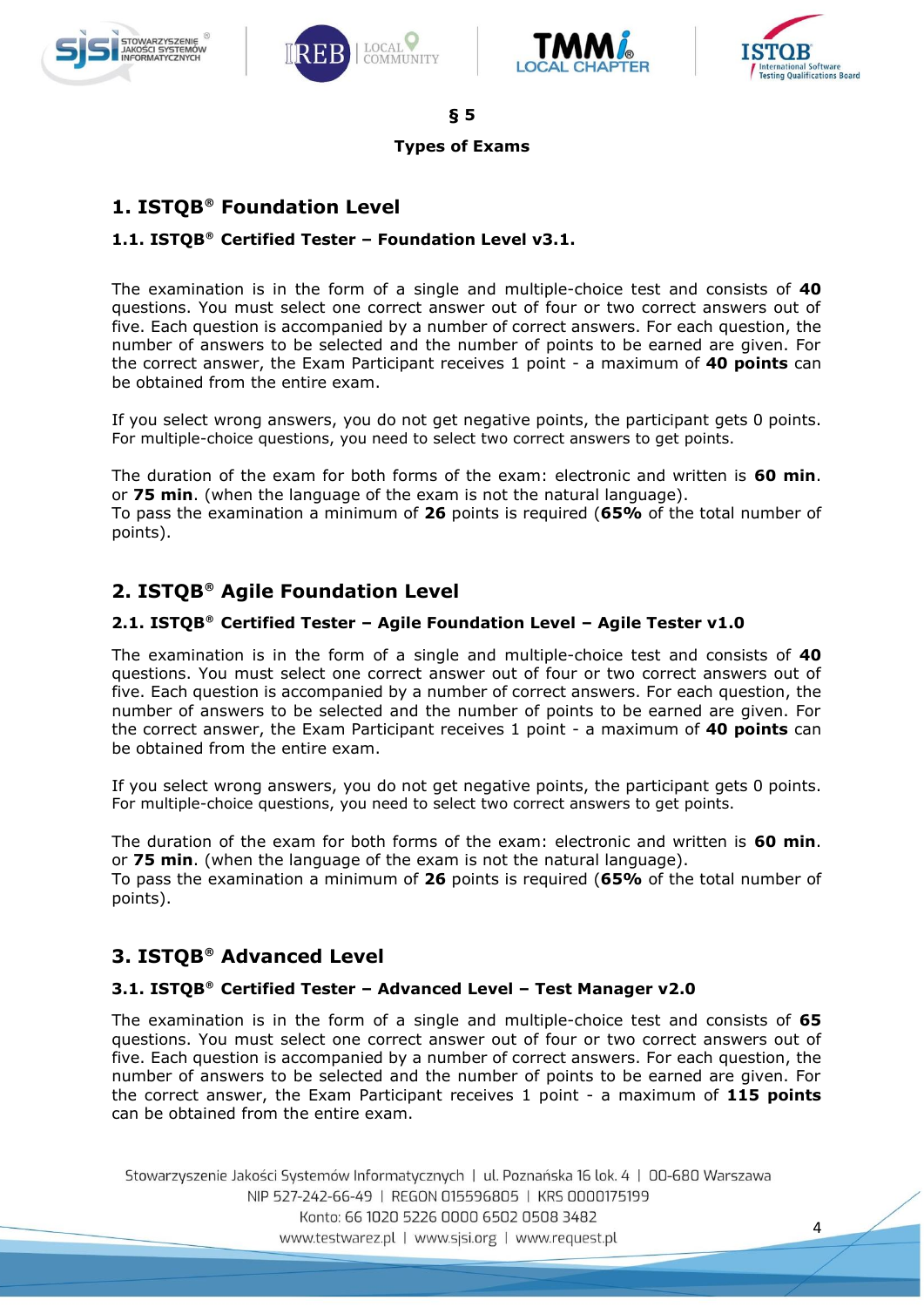## § 5

## Types of Exams

# 1. ISTQB® Foundation Level

### 1.1. ISTQB® Certified Tester – Foundation Level v3.1.

The examination is in the form of a single and multiple-choice test and consists of **40** questions. You must select one correct answer out of four or two correct answers out of five. Each question is accompanied by a number of correct answers. For each question, the number of answers to be selected and the number of points to be earned are given. For the correct answer, the Exam Participant receives 1 point - a maximum of **40 points** can be obtained from the entire exam.

If you select wrong answers, you do not get negative points, the participant gets 0 points. For multiple-choice questions, you need to select two correct answers to get points.

The duration of the exam for both forms of the exam: electronic and written is **60 min**. or **75 min**. (when the language of the exam is not the natural language).
To pass the examination a minimum of **26** points is required (**65%** of the total number of points).

# 2. ISTQB® Agile Foundation Level

### 2.1. ISTQB® Certified Tester – Agile Foundation Level – Agile Tester v1.0

The examination is in the form of a single and multiple-choice test and consists of **40** questions. You must select one correct answer out of four or two correct answers out of five. Each question is accompanied by a number of correct answers. For each question, the number of answers to be selected and the number of points to be earned are given. For the correct answer, the Exam Participant receives 1 point - a maximum of **40 points** can be obtained from the entire exam.

If you select wrong answers, you do not get negative points, the participant gets 0 points. For multiple-choice questions, you need to select two correct answers to get points.

The duration of the exam for both forms of the exam: electronic and written is **60 min**. or **75 min**. (when the language of the exam is not the natural language).
To pass the examination a minimum of **26** points is required (**65%** of the total number of points).

# 3. ISTQB® Advanced Level

### 3.1. ISTQB® Certified Tester – Advanced Level – Test Manager v2.0

The examination is in the form of a single and multiple-choice test and consists of **65** questions. You must select one correct answer out of four or two correct answers out of five. Each question is accompanied by a number of correct answers. For each question, the number of answers to be selected and the number of points to be earned are given. For the correct answer, the Exam Participant receives 1 point - a maximum of **115 points** can be obtained from the entire exam.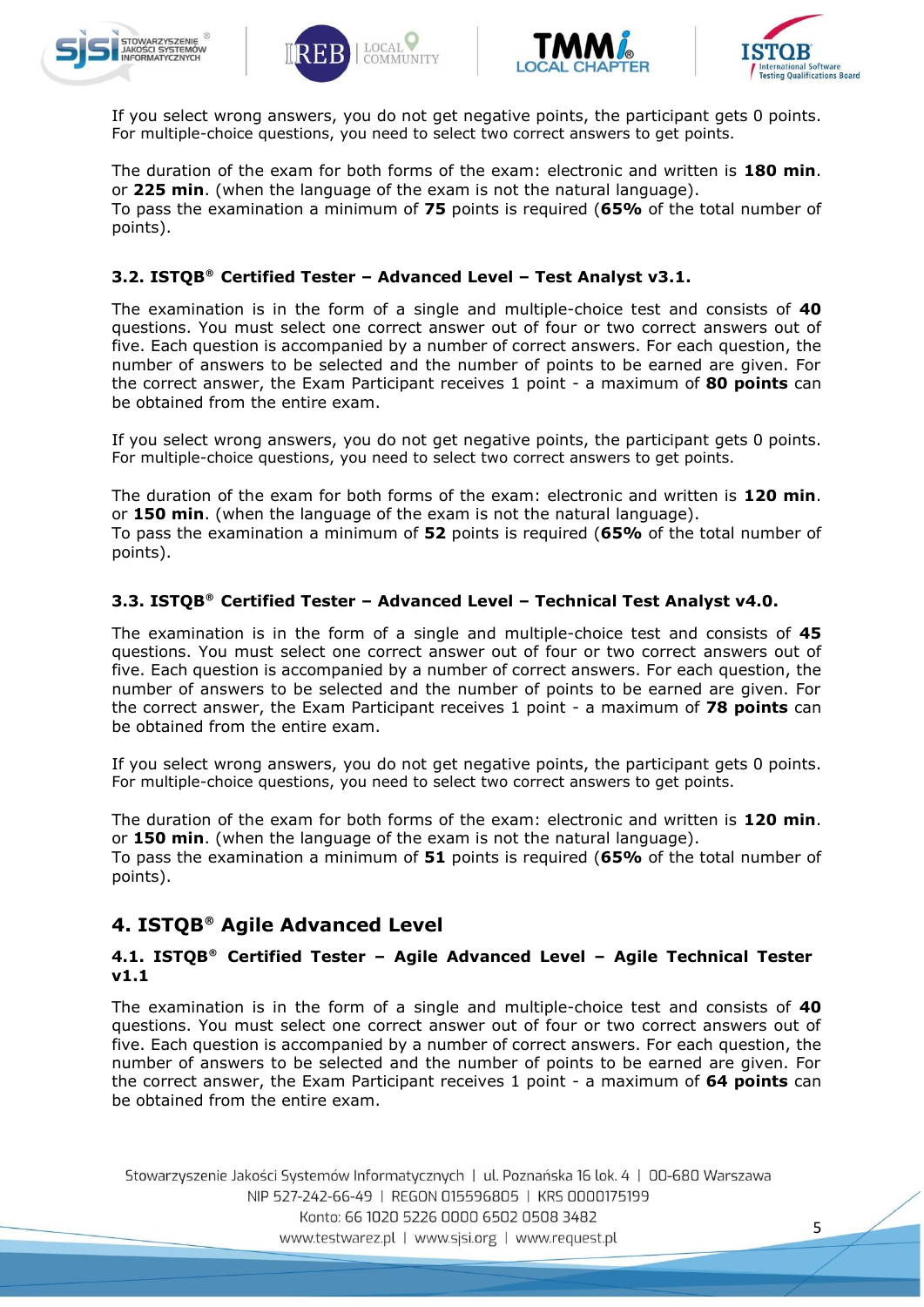If you select wrong answers, you do not get negative points, the participant gets 0 points. For multiple-choice questions, you need to select two correct answers to get points.

The duration of the exam for both forms of the exam: electronic and written is **180 min**. or **225 min**. (when the language of the exam is not the natural language).
To pass the examination a minimum of **75** points is required (**65%** of the total number of points).

### 3.2. ISTQB® Certified Tester – Advanced Level – Test Analyst v3.1.

The examination is in the form of a single and multiple-choice test and consists of **40** questions. You must select one correct answer out of four or two correct answers out of five. Each question is accompanied by a number of correct answers. For each question, the number of answers to be selected and the number of points to be earned are given. For the correct answer, the Exam Participant receives 1 point - a maximum of **80 points** can be obtained from the entire exam.

If you select wrong answers, you do not get negative points, the participant gets 0 points. For multiple-choice questions, you need to select two correct answers to get points.

The duration of the exam for both forms of the exam: electronic and written is **120 min**. or **150 min**. (when the language of the exam is not the natural language).
To pass the examination a minimum of **52** points is required (**65%** of the total number of points).

### 3.3. ISTQB® Certified Tester – Advanced Level – Technical Test Analyst v4.0.

The examination is in the form of a single and multiple-choice test and consists of **45** questions. You must select one correct answer out of four or two correct answers out of five. Each question is accompanied by a number of correct answers. For each question, the number of answers to be selected and the number of points to be earned are given. For the correct answer, the Exam Participant receives 1 point - a maximum of **78 points** can be obtained from the entire exam.

If you select wrong answers, you do not get negative points, the participant gets 0 points. For multiple-choice questions, you need to select two correct answers to get points.

The duration of the exam for both forms of the exam: electronic and written is **120 min**. or **150 min**. (when the language of the exam is not the natural language).
To pass the examination a minimum of **51** points is required (**65%** of the total number of points).

## 4. ISTQB® Agile Advanced Level

### 4.1. ISTQB® Certified Tester – Agile Advanced Level – Agile Technical Tester v1.1

The examination is in the form of a single and multiple-choice test and consists of **40** questions. You must select one correct answer out of four or two correct answers out of five. Each question is accompanied by a number of correct answers. For each question, the number of answers to be selected and the number of points to be earned are given. For the correct answer, the Exam Participant receives 1 point - a maximum of **64 points** can be obtained from the entire exam.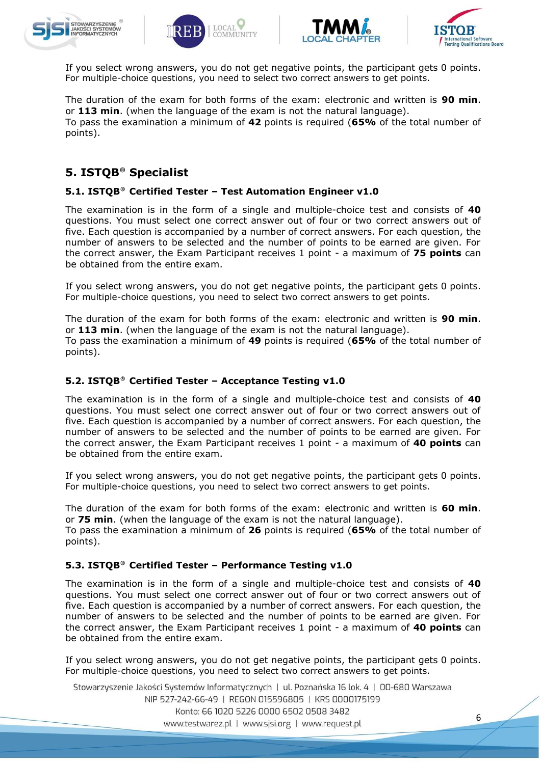If you select wrong answers, you do not get negative points, the participant gets 0 points. For multiple-choice questions, you need to select two correct answers to get points.

The duration of the exam for both forms of the exam: electronic and written is **90 min**. or **113 min**. (when the language of the exam is not the natural language).
To pass the examination a minimum of **42** points is required (**65%** of the total number of points).

## 5. ISTQB® Specialist

### 5.1. ISTQB® Certified Tester – Test Automation Engineer v1.0

The examination is in the form of a single and multiple-choice test and consists of **40** questions. You must select one correct answer out of four or two correct answers out of five. Each question is accompanied by a number of correct answers. For each question, the number of answers to be selected and the number of points to be earned are given. For the correct answer, the Exam Participant receives 1 point - a maximum of **75 points** can be obtained from the entire exam.

If you select wrong answers, you do not get negative points, the participant gets 0 points. For multiple-choice questions, you need to select two correct answers to get points.

The duration of the exam for both forms of the exam: electronic and written is **90 min**. or **113 min**. (when the language of the exam is not the natural language).
To pass the examination a minimum of **49** points is required (**65%** of the total number of points).

### 5.2. ISTQB® Certified Tester – Acceptance Testing v1.0

The examination is in the form of a single and multiple-choice test and consists of **40** questions. You must select one correct answer out of four or two correct answers out of five. Each question is accompanied by a number of correct answers. For each question, the number of answers to be selected and the number of points to be earned are given. For the correct answer, the Exam Participant receives 1 point - a maximum of **40 points** can be obtained from the entire exam.

If you select wrong answers, you do not get negative points, the participant gets 0 points. For multiple-choice questions, you need to select two correct answers to get points.

The duration of the exam for both forms of the exam: electronic and written is **60 min**. or **75 min**. (when the language of the exam is not the natural language).
To pass the examination a minimum of **26** points is required (**65%** of the total number of points).

### 5.3. ISTQB® Certified Tester – Performance Testing v1.0

The examination is in the form of a single and multiple-choice test and consists of **40** questions. You must select one correct answer out of four or two correct answers out of five. Each question is accompanied by a number of correct answers. For each question, the number of answers to be selected and the number of points to be earned are given. For the correct answer, the Exam Participant receives 1 point - a maximum of **40 points** can be obtained from the entire exam.

If you select wrong answers, you do not get negative points, the participant gets 0 points. For multiple-choice questions, you need to select two correct answers to get points.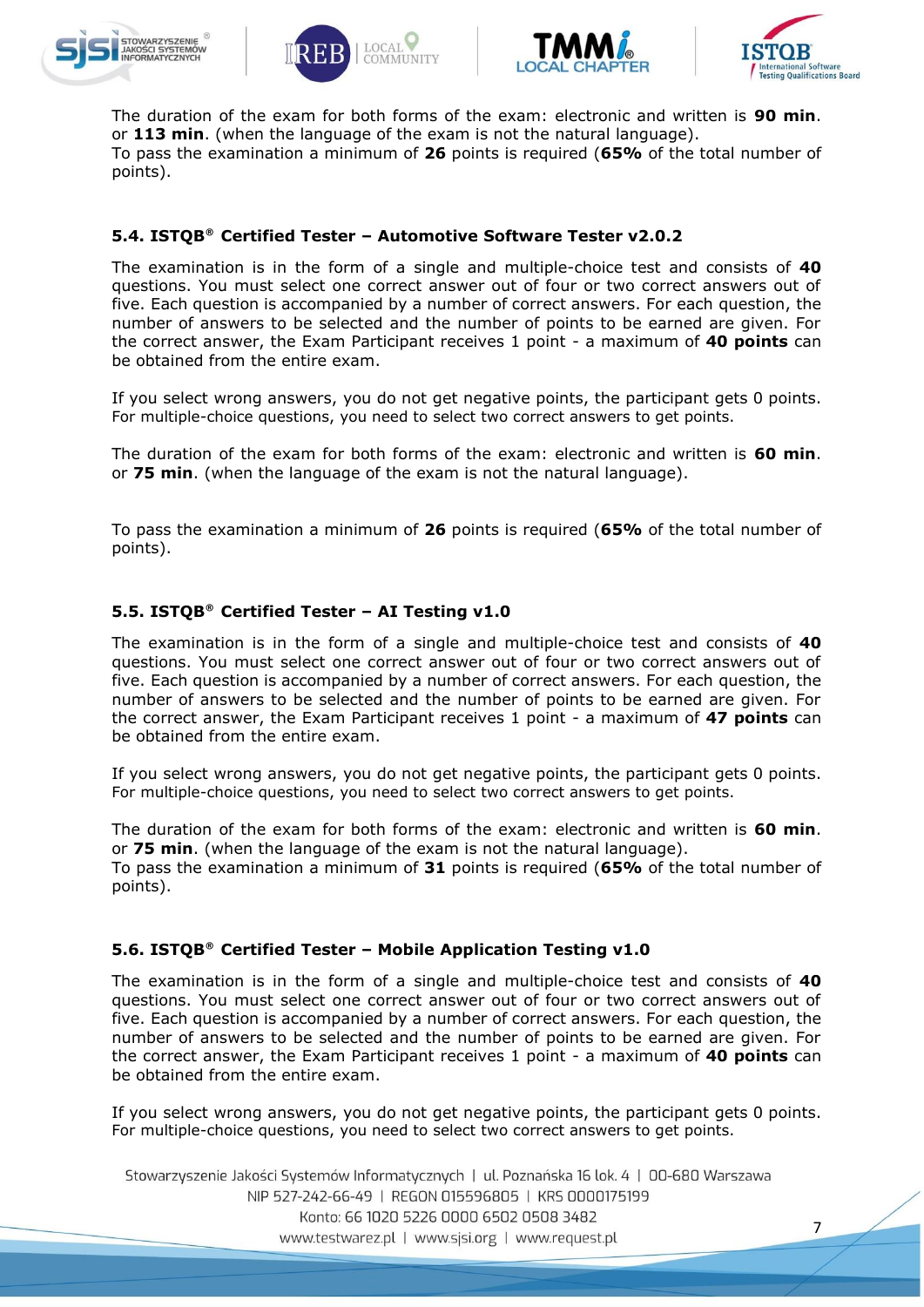The duration of the exam for both forms of the exam: electronic and written is **90 min**. or **113 min**. (when the language of the exam is not the natural language).
To pass the examination a minimum of **26** points is required (**65%** of the total number of points).

### 5.4. ISTQB® Certified Tester – Automotive Software Tester v2.0.2

The examination is in the form of a single and multiple-choice test and consists of **40** questions. You must select one correct answer out of four or two correct answers out of five. Each question is accompanied by a number of correct answers. For each question, the number of answers to be selected and the number of points to be earned are given. For the correct answer, the Exam Participant receives 1 point - a maximum of **40 points** can be obtained from the entire exam.

If you select wrong answers, you do not get negative points, the participant gets 0 points. For multiple-choice questions, you need to select two correct answers to get points.

The duration of the exam for both forms of the exam: electronic and written is **60 min**. or **75 min**. (when the language of the exam is not the natural language).

To pass the examination a minimum of **26** points is required (**65%** of the total number of points).

### 5.5. ISTQB® Certified Tester – AI Testing v1.0

The examination is in the form of a single and multiple-choice test and consists of **40** questions. You must select one correct answer out of four or two correct answers out of five. Each question is accompanied by a number of correct answers. For each question, the number of answers to be selected and the number of points to be earned are given. For the correct answer, the Exam Participant receives 1 point - a maximum of **47 points** can be obtained from the entire exam.

If you select wrong answers, you do not get negative points, the participant gets 0 points. For multiple-choice questions, you need to select two correct answers to get points.

The duration of the exam for both forms of the exam: electronic and written is **60 min**. or **75 min**. (when the language of the exam is not the natural language).
To pass the examination a minimum of **31** points is required (**65%** of the total number of points).

### 5.6. ISTQB® Certified Tester – Mobile Application Testing v1.0

The examination is in the form of a single and multiple-choice test and consists of **40** questions. You must select one correct answer out of four or two correct answers out of five. Each question is accompanied by a number of correct answers. For each question, the number of answers to be selected and the number of points to be earned are given. For the correct answer, the Exam Participant receives 1 point - a maximum of **40 points** can be obtained from the entire exam.

If you select wrong answers, you do not get negative points, the participant gets 0 points. For multiple-choice questions, you need to select two correct answers to get points.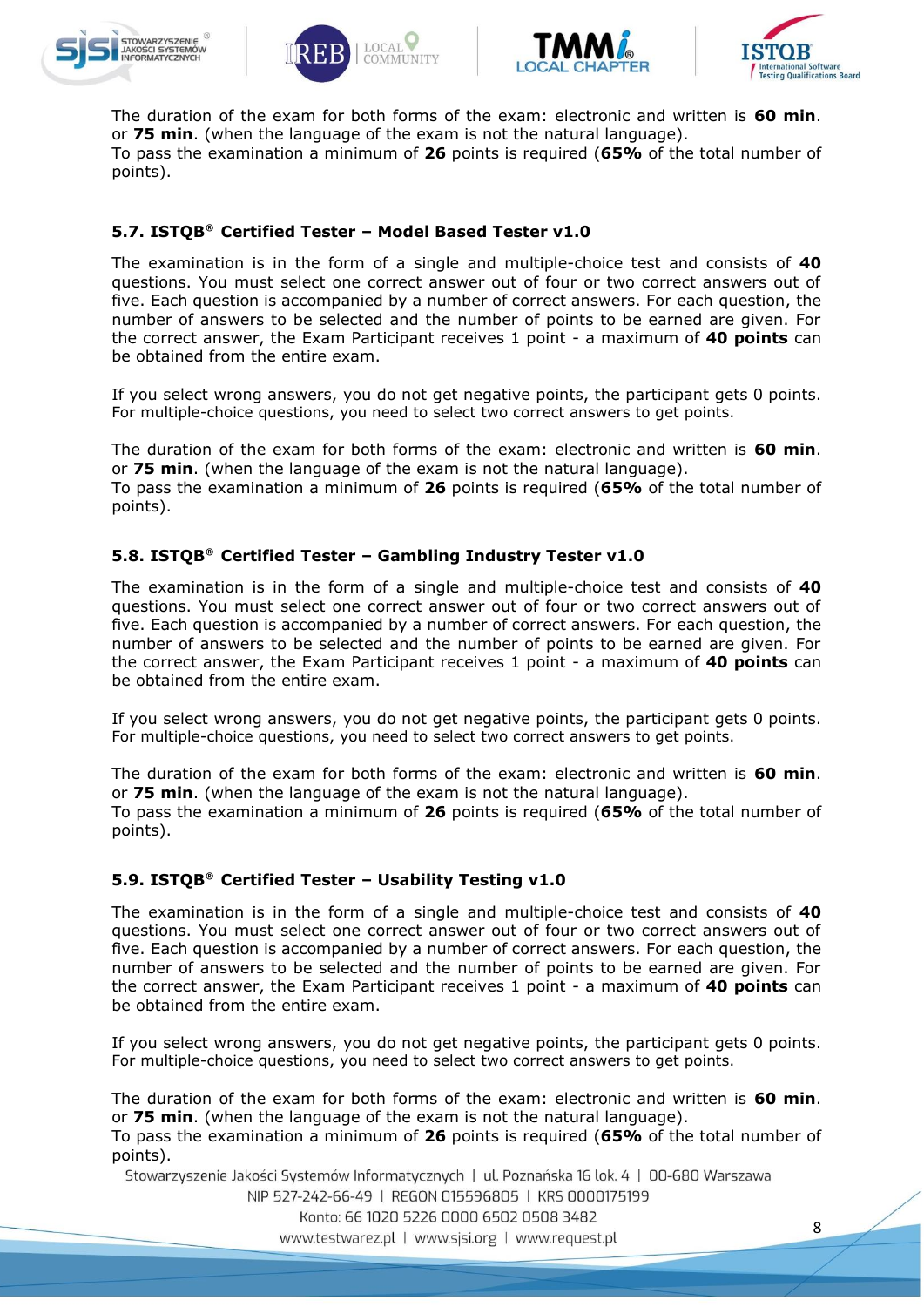The duration of the exam for both forms of the exam: electronic and written is **60 min**. or **75 min**. (when the language of the exam is not the natural language).
To pass the examination a minimum of **26** points is required (**65%** of the total number of points).

### 5.7. ISTQB® Certified Tester – Model Based Tester v1.0

The examination is in the form of a single and multiple-choice test and consists of **40** questions. You must select one correct answer out of four or two correct answers out of five. Each question is accompanied by a number of correct answers. For each question, the number of answers to be selected and the number of points to be earned are given. For the correct answer, the Exam Participant receives 1 point - a maximum of **40 points** can be obtained from the entire exam.

If you select wrong answers, you do not get negative points, the participant gets 0 points. For multiple-choice questions, you need to select two correct answers to get points.

The duration of the exam for both forms of the exam: electronic and written is **60 min**. or **75 min**. (when the language of the exam is not the natural language).
To pass the examination a minimum of **26** points is required (**65%** of the total number of points).

### 5.8. ISTQB® Certified Tester – Gambling Industry Tester v1.0

The examination is in the form of a single and multiple-choice test and consists of **40** questions. You must select one correct answer out of four or two correct answers out of five. Each question is accompanied by a number of correct answers. For each question, the number of answers to be selected and the number of points to be earned are given. For the correct answer, the Exam Participant receives 1 point - a maximum of **40 points** can be obtained from the entire exam.

If you select wrong answers, you do not get negative points, the participant gets 0 points. For multiple-choice questions, you need to select two correct answers to get points.

The duration of the exam for both forms of the exam: electronic and written is **60 min**. or **75 min**. (when the language of the exam is not the natural language).
To pass the examination a minimum of **26** points is required (**65%** of the total number of points).

### 5.9. ISTQB® Certified Tester – Usability Testing v1.0

The examination is in the form of a single and multiple-choice test and consists of **40** questions. You must select one correct answer out of four or two correct answers out of five. Each question is accompanied by a number of correct answers. For each question, the number of answers to be selected and the number of points to be earned are given. For the correct answer, the Exam Participant receives 1 point - a maximum of **40 points** can be obtained from the entire exam.

If you select wrong answers, you do not get negative points, the participant gets 0 points. For multiple-choice questions, you need to select two correct answers to get points.

The duration of the exam for both forms of the exam: electronic and written is **60 min**. or **75 min**. (when the language of the exam is not the natural language).
To pass the examination a minimum of **26** points is required (**65%** of the total number of points).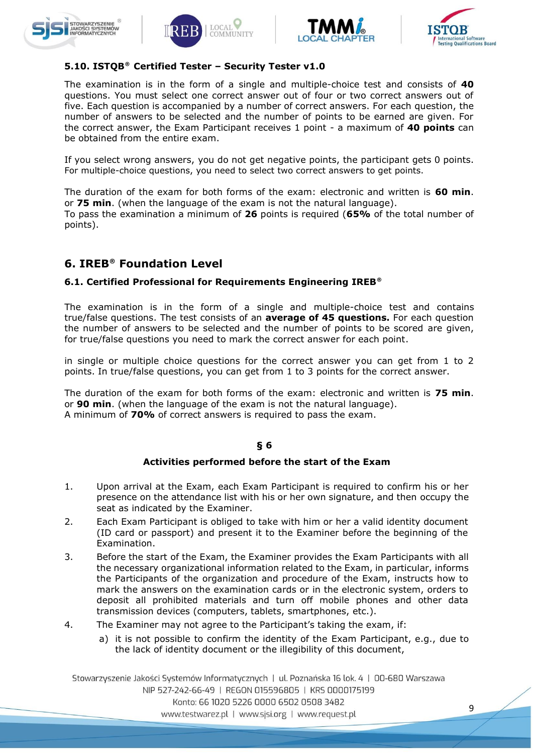### 5.10. ISTQB® Certified Tester – Security Tester v1.0

The examination is in the form of a single and multiple-choice test and consists of **40** questions. You must select one correct answer out of four or two correct answers out of five. Each question is accompanied by a number of correct answers. For each question, the number of answers to be selected and the number of points to be earned are given. For the correct answer, the Exam Participant receives 1 point - a maximum of **40 points** can be obtained from the entire exam.

If you select wrong answers, you do not get negative points, the participant gets 0 points. For multiple-choice questions, you need to select two correct answers to get points.

The duration of the exam for both forms of the exam: electronic and written is **60 min**. or **75 min**. (when the language of the exam is not the natural language).
To pass the examination a minimum of **26** points is required (**65%** of the total number of points).

## 6. IREB® Foundation Level

### 6.1. Certified Professional for Requirements Engineering IREB®

The examination is in the form of a single and multiple-choice test and contains true/false questions. The test consists of an **average of 45 questions.** For each question the number of answers to be selected and the number of points to be scored are given, for true/false questions you need to mark the correct answer for each point.

in single or multiple choice questions for the correct answer you can get from 1 to 2 points. In true/false questions, you can get from 1 to 3 points for the correct answer.

The duration of the exam for both forms of the exam: electronic and written is **75 min**. or **90 min**. (when the language of the exam is not the natural language).
A minimum of **70%** of correct answers is required to pass the exam.

**§ 6**

**Activities performed before the start of the Exam**

1. Upon arrival at the Exam, each Exam Participant is required to confirm his or her presence on the attendance list with his or her own signature, and then occupy the seat as indicated by the Examiner.
2. Each Exam Participant is obliged to take with him or her a valid identity document (ID card or passport) and present it to the Examiner before the beginning of the Examination.
3. Before the start of the Exam, the Examiner provides the Exam Participants with all the necessary organizational information related to the Exam, in particular, informs the Participants of the organization and procedure of the Exam, instructs how to mark the answers on the examination cards or in the electronic system, orders to deposit all prohibited materials and turn off mobile phones and other data transmission devices (computers, tablets, smartphones, etc.).
4. The Examiner may not agree to the Participant's taking the exam, if:
   a) it is not possible to confirm the identity of the Exam Participant, e.g., due to the lack of identity document or the illegibility of this document,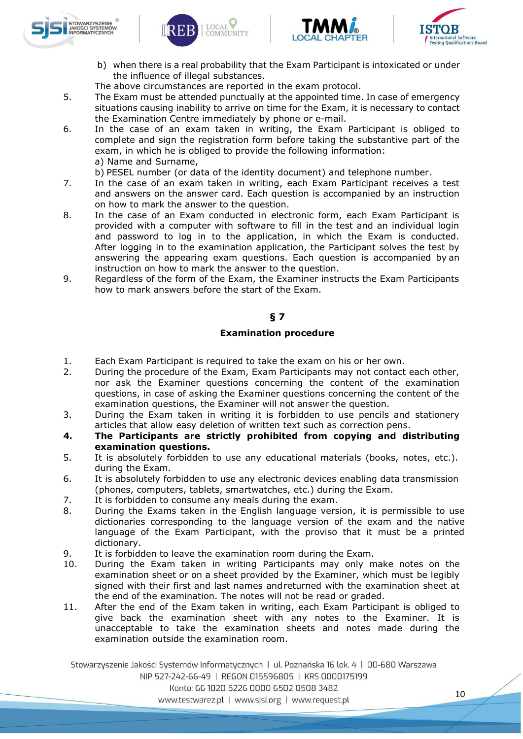b) when there is a real probability that the Exam Participant is intoxicated or under the influence of illegal substances.

The above circumstances are reported in the exam protocol.

5. The Exam must be attended punctually at the appointed time. In case of emergency situations causing inability to arrive on time for the Exam, it is necessary to contact the Examination Centre immediately by phone or e-mail.
6. In the case of an exam taken in writing, the Exam Participant is obliged to complete and sign the registration form before taking the substantive part of the exam, in which he is obliged to provide the following information:
   a) Name and Surname,
   b) PESEL number (or data of the identity document) and telephone number.
7. In the case of an exam taken in writing, each Exam Participant receives a test and answers on the answer card. Each question is accompanied by an instruction on how to mark the answer to the question.
8. In the case of an Exam conducted in electronic form, each Exam Participant is provided with a computer with software to fill in the test and an individual login and password to log in to the application, in which the Exam is conducted. After logging in to the examination application, the Participant solves the test by answering the appearing exam questions. Each question is accompanied by an instruction on how to mark the answer to the question.
9. Regardless of the form of the Exam, the Examiner instructs the Exam Participants how to mark answers before the start of the Exam.

## § 7

### Examination procedure

1. Each Exam Participant is required to take the exam on his or her own.
2. During the procedure of the Exam, Exam Participants may not contact each other, nor ask the Examiner questions concerning the content of the examination questions, in case of asking the Examiner questions concerning the content of the examination questions, the Examiner will not answer the question.
3. During the Exam taken in writing it is forbidden to use pencils and stationery articles that allow easy deletion of written text such as correction pens.
4. **The Participants are strictly prohibited from copying and distributing examination questions.**
5. It is absolutely forbidden to use any educational materials (books, notes, etc.). during the Exam.
6. It is absolutely forbidden to use any electronic devices enabling data transmission (phones, computers, tablets, smartwatches, etc.) during the Exam.
7. It is forbidden to consume any meals during the exam.
8. During the Exams taken in the English language version, it is permissible to use dictionaries corresponding to the language version of the exam and the native language of the Exam Participant, with the proviso that it must be a printed dictionary.
9. It is forbidden to leave the examination room during the Exam.
10. During the Exam taken in writing Participants may only make notes on the examination sheet or on a sheet provided by the Examiner, which must be legibly signed with their first and last names andreturned with the examination sheet at the end of the examination. The notes will not be read or graded.
11. After the end of the Exam taken in writing, each Exam Participant is obliged to give back the examination sheet with any notes to the Examiner. It is unacceptable to take the examination sheets and notes made during the examination outside the examination room.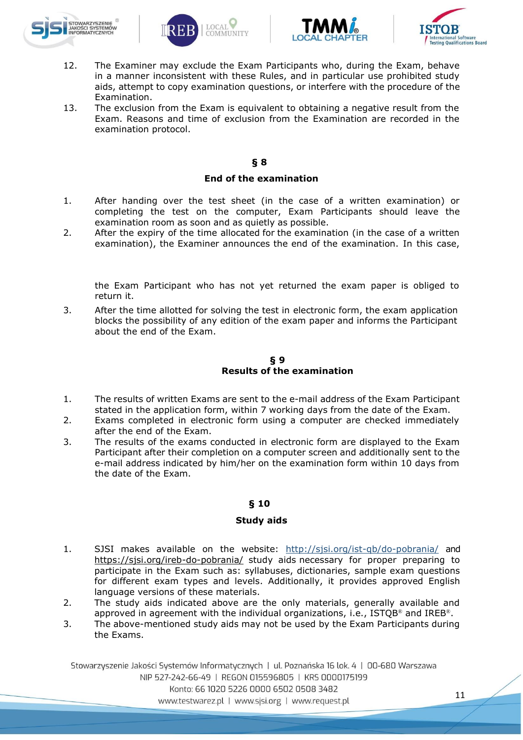12. The Examiner may exclude the Exam Participants who, during the Exam, behave in a manner inconsistent with these Rules, and in particular use prohibited study aids, attempt to copy examination questions, or interfere with the procedure of the Examination.
13. The exclusion from the Exam is equivalent to obtaining a negative result from the Exam. Reasons and time of exclusion from the Examination are recorded in the examination protocol.

## § 8

### End of the examination

1. After handing over the test sheet (in the case of a written examination) or completing the test on the computer, Exam Participants should leave the examination room as soon and as quietly as possible.
2. After the expiry of the time allocated for the examination (in the case of a written examination), the Examiner announces the end of the examination. In this case, the Exam Participant who has not yet returned the exam paper is obliged to return it.
3. After the time allotted for solving the test in electronic form, the exam application blocks the possibility of any edition of the exam paper and informs the Participant about the end of the Exam.

## § 9

### Results of the examination

1. The results of written Exams are sent to the e-mail address of the Exam Participant stated in the application form, within 7 working days from the date of the Exam.
2. Exams completed in electronic form using a computer are checked immediately after the end of the Exam.
3. The results of the exams conducted in electronic form are displayed to the Exam Participant after their completion on a computer screen and additionally sent to the e-mail address indicated by him/her on the examination form within 10 days from the date of the Exam.

## § 10

### Study aids

1. SJSI makes available on the website: http://sjsi.org/ist-qb/do-pobrania/ and https://sjsi.org/ireb-do-pobrania/ study aids necessary for proper preparing to participate in the Exam such as: syllabuses, dictionaries, sample exam questions for different exam types and levels. Additionally, it provides approved English language versions of these materials.
2. The study aids indicated above are the only materials, generally available and approved in agreement with the individual organizations, i.e., ISTQB® and IREB®.
3. The above-mentioned study aids may not be used by the Exam Participants during the Exams.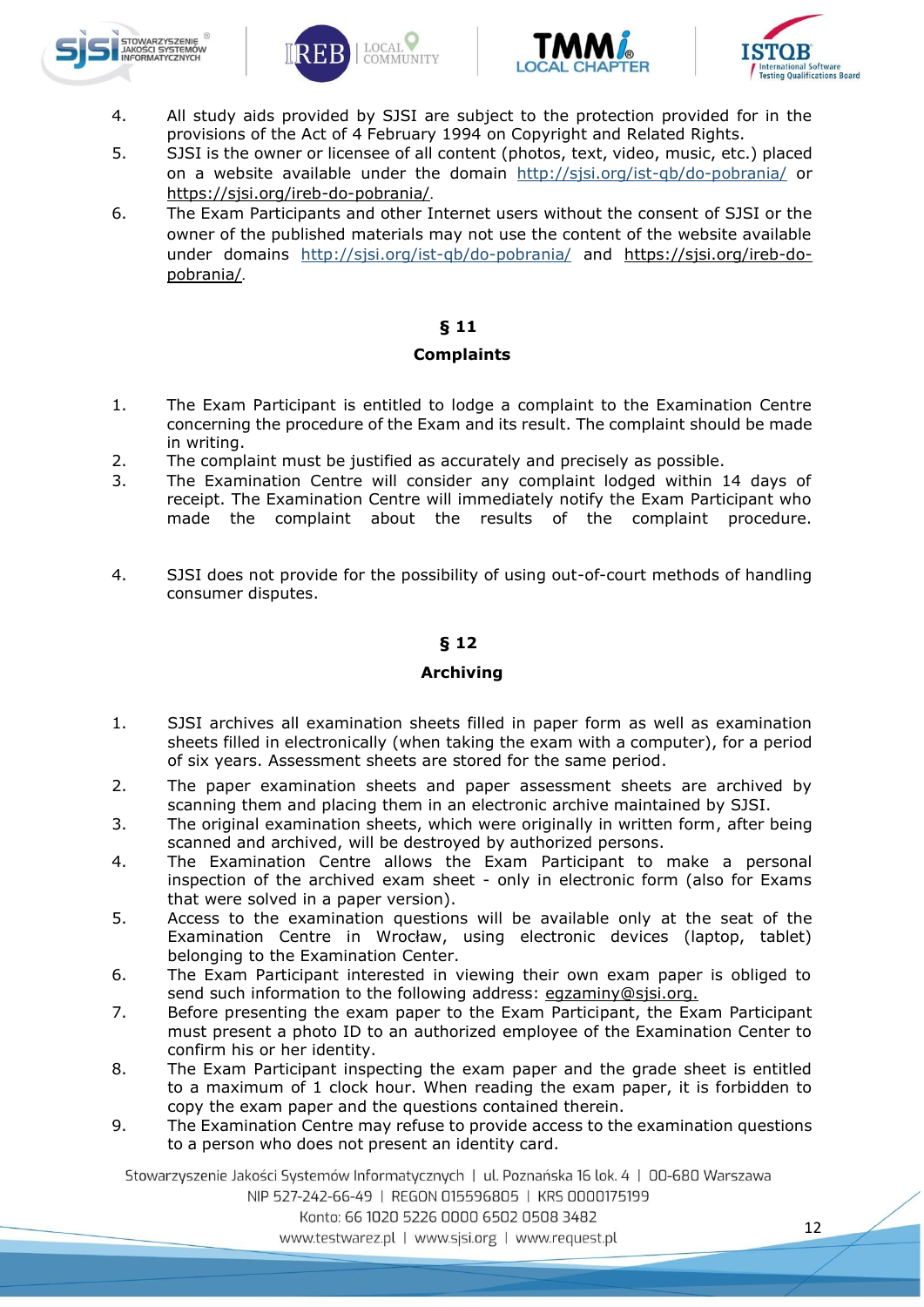4. All study aids provided by SJSI are subject to the protection provided for in the provisions of the Act of 4 February 1994 on Copyright and Related Rights.
5. SJSI is the owner or licensee of all content (photos, text, video, music, etc.) placed on a website available under the domain http://sjsi.org/ist-qb/do-pobrania/ or https://sjsi.org/ireb-do-pobrania/.
6. The Exam Participants and other Internet users without the consent of SJSI or the owner of the published materials may not use the content of the website available under domains http://sjsi.org/ist-qb/do-pobrania/ and https://sjsi.org/ireb-do-pobrania/.

## § 11

### Complaints

1. The Exam Participant is entitled to lodge a complaint to the Examination Centre concerning the procedure of the Exam and its result. The complaint should be made in writing.
2. The complaint must be justified as accurately and precisely as possible.
3. The Examination Centre will consider any complaint lodged within 14 days of receipt. The Examination Centre will immediately notify the Exam Participant who made the complaint about the results of the complaint procedure.
4. SJSI does not provide for the possibility of using out-of-court methods of handling consumer disputes.

## § 12

### Archiving

1. SJSI archives all examination sheets filled in paper form as well as examination sheets filled in electronically (when taking the exam with a computer), for a period of six years. Assessment sheets are stored for the same period.
2. The paper examination sheets and paper assessment sheets are archived by scanning them and placing them in an electronic archive maintained by SJSI.
3. The original examination sheets, which were originally in written form, after being scanned and archived, will be destroyed by authorized persons.
4. The Examination Centre allows the Exam Participant to make a personal inspection of the archived exam sheet - only in electronic form (also for Exams that were solved in a paper version).
5. Access to the examination questions will be available only at the seat of the Examination Centre in Wrocław, using electronic devices (laptop, tablet) belonging to the Examination Center.
6. The Exam Participant interested in viewing their own exam paper is obliged to send such information to the following address: egzaminy@sjsi.org.
7. Before presenting the exam paper to the Exam Participant, the Exam Participant must present a photo ID to an authorized employee of the Examination Center to confirm his or her identity.
8. The Exam Participant inspecting the exam paper and the grade sheet is entitled to a maximum of 1 clock hour. When reading the exam paper, it is forbidden to copy the exam paper and the questions contained therein.
9. The Examination Centre may refuse to provide access to the examination questions to a person who does not present an identity card.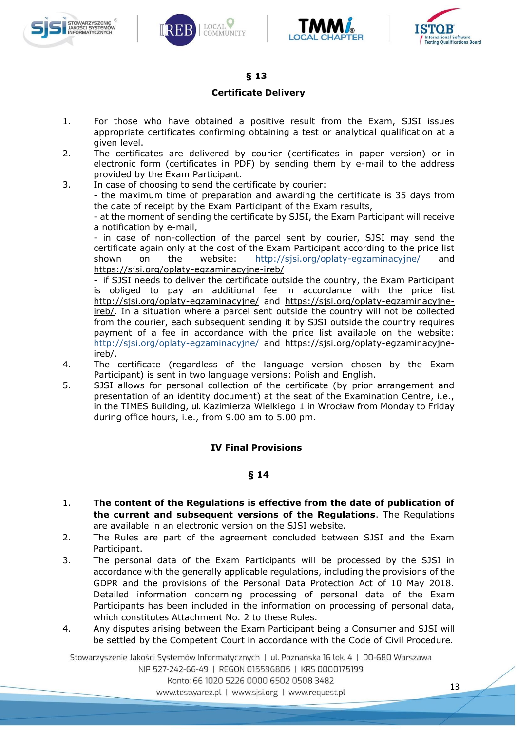## § 13

### Certificate Delivery

1. For those who have obtained a positive result from the Exam, SJSI issues appropriate certificates confirming obtaining a test or analytical qualification at a given level.
2. The certificates are delivered by courier (certificates in paper version) or in electronic form (certificates in PDF) by sending them by e-mail to the address provided by the Exam Participant.
3. In case of choosing to send the certificate by courier:
   - the maximum time of preparation and awarding the certificate is 35 days from the date of receipt by the Exam Participant of the Exam results,
   - at the moment of sending the certificate by SJSI, the Exam Participant will receive a notification by e-mail,
   - in case of non-collection of the parcel sent by courier, SJSI may send the certificate again only at the cost of the Exam Participant according to the price list shown on the website: http://sjsi.org/oplaty-egzaminacyjne/ and https://sjsi.org/oplaty-egzaminacyjne-ireb/
   - if SJSI needs to deliver the certificate outside the country, the Exam Participant is obliged to pay an additional fee in accordance with the price list http://sjsi.org/oplaty-egzaminacyjne/ and https://sjsi.org/oplaty-egzaminacyjne-ireb/. In a situation where a parcel sent outside the country will not be collected from the courier, each subsequent sending it by SJSI outside the country requires payment of a fee in accordance with the price list available on the website: http://sjsi.org/oplaty-egzaminacyjne/ and https://sjsi.org/oplaty-egzaminacyjne-ireb/.
4. The certificate (regardless of the language version chosen by the Exam Participant) is sent in two language versions: Polish and English.
5. SJSI allows for personal collection of the certificate (by prior arrangement and presentation of an identity document) at the seat of the Examination Centre, i.e., in the TIMES Building, ul. Kazimierza Wielkiego 1 in Wrocław from Monday to Friday during office hours, i.e., from 9.00 am to 5.00 pm.

## IV Final Provisions

## § 14

1. **The content of the Regulations is effective from the date of publication of the current and subsequent versions of the Regulations**. The Regulations are available in an electronic version on the SJSI website.
2. The Rules are part of the agreement concluded between SJSI and the Exam Participant.
3. The personal data of the Exam Participants will be processed by the SJSI in accordance with the generally applicable regulations, including the provisions of the GDPR and the provisions of the Personal Data Protection Act of 10 May 2018. Detailed information concerning processing of personal data of the Exam Participants has been included in the information on processing of personal data, which constitutes Attachment No. 2 to these Rules.
4. Any disputes arising between the Exam Participant being a Consumer and SJSI will be settled by the Competent Court in accordance with the Code of Civil Procedure.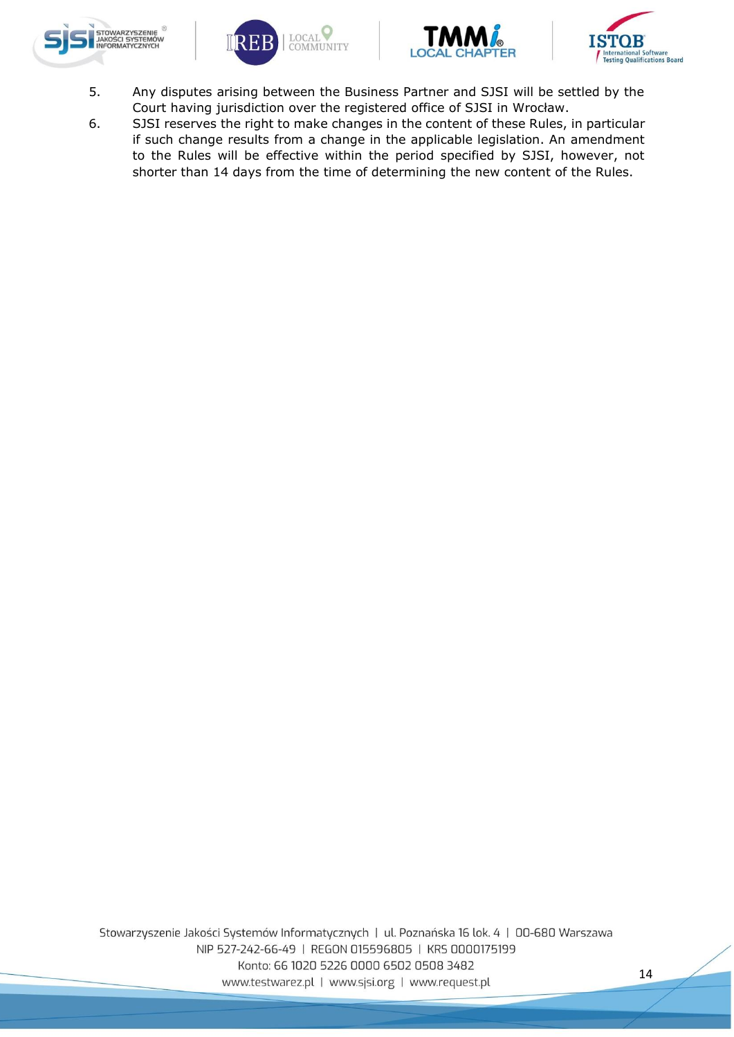5. Any disputes arising between the Business Partner and SJSI will be settled by the Court having jurisdiction over the registered office of SJSI in Wrocław.
6. SJSI reserves the right to make changes in the content of these Rules, in particular if such change results from a change in the applicable legislation. An amendment to the Rules will be effective within the period specified by SJSI, however, not shorter than 14 days from the time of determining the new content of the Rules.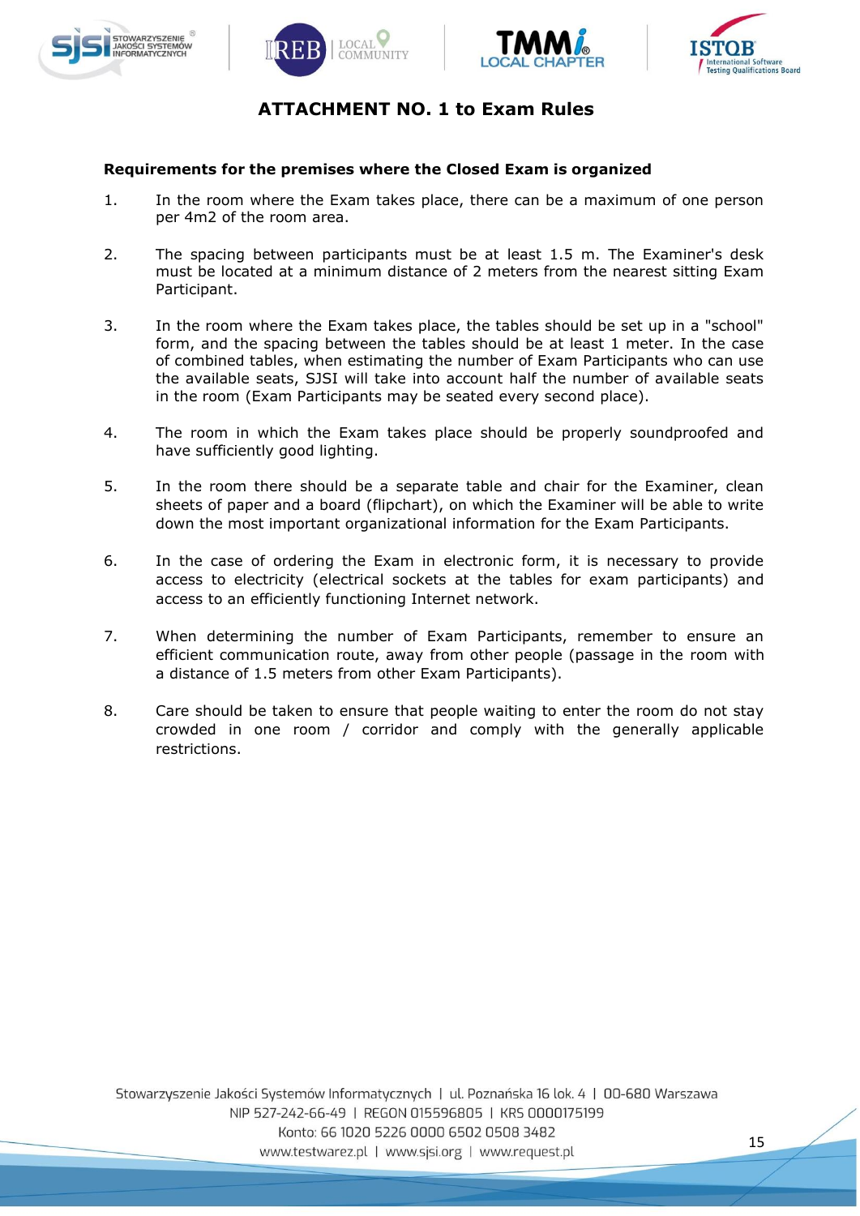# ATTACHMENT NO. 1 to Exam Rules

**Requirements for the premises where the Closed Exam is organized**

1. In the room where the Exam takes place, there can be a maximum of one person per 4m2 of the room area.

2. The spacing between participants must be at least 1.5 m. The Examiner's desk must be located at a minimum distance of 2 meters from the nearest sitting Exam Participant.

3. In the room where the Exam takes place, the tables should be set up in a "school" form, and the spacing between the tables should be at least 1 meter. In the case of combined tables, when estimating the number of Exam Participants who can use the available seats, SJSI will take into account half the number of available seats in the room (Exam Participants may be seated every second place).

4. The room in which the Exam takes place should be properly soundproofed and have sufficiently good lighting.

5. In the room there should be a separate table and chair for the Examiner, clean sheets of paper and a board (flipchart), on which the Examiner will be able to write down the most important organizational information for the Exam Participants.

6. In the case of ordering the Exam in electronic form, it is necessary to provide access to electricity (electrical sockets at the tables for exam participants) and access to an efficiently functioning Internet network.

7. When determining the number of Exam Participants, remember to ensure an efficient communication route, away from other people (passage in the room with a distance of 1.5 meters from other Exam Participants).

8. Care should be taken to ensure that people waiting to enter the room do not stay crowded in one room / corridor and comply with the generally applicable restrictions.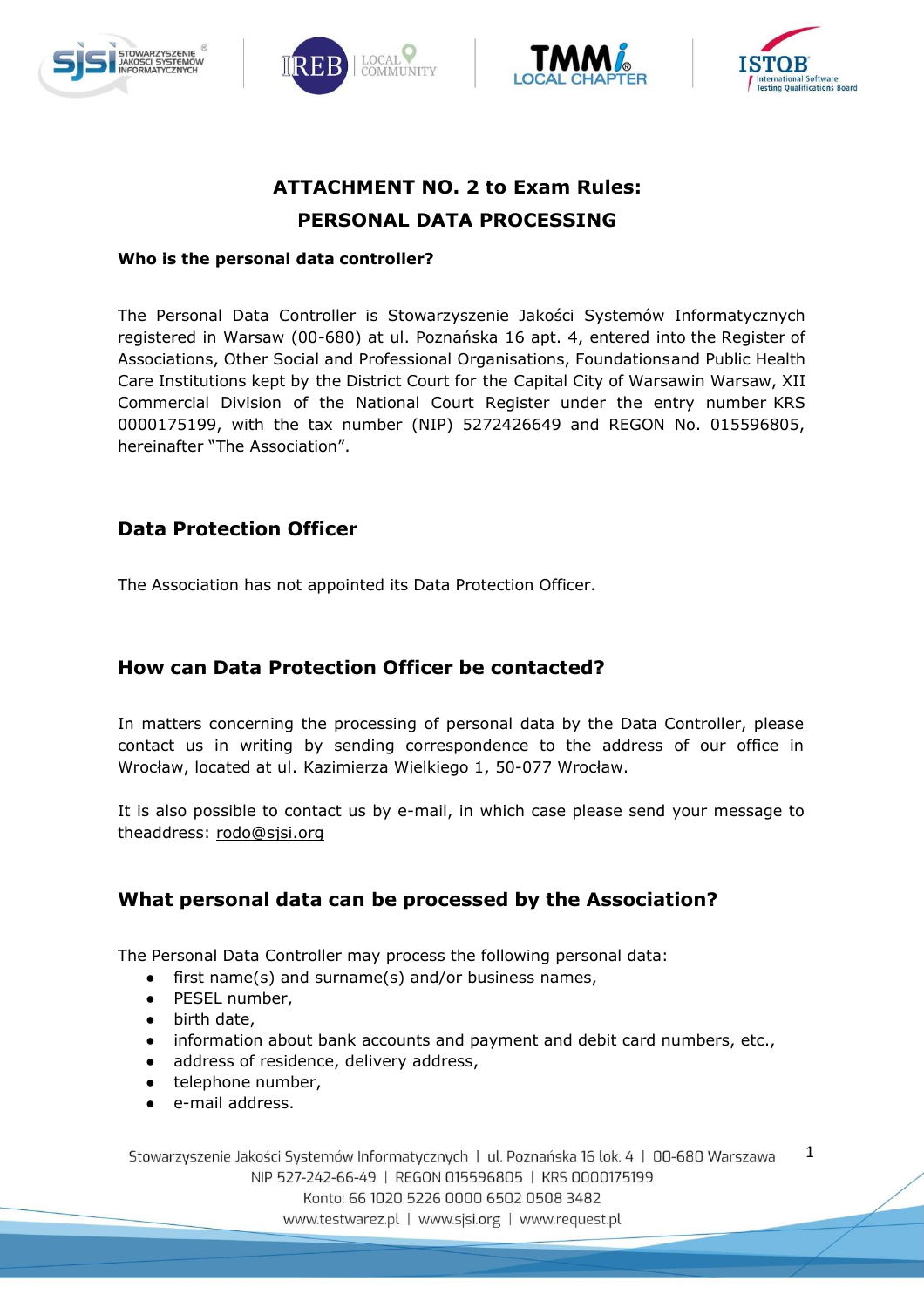## ATTACHMENT NO. 2 to Exam Rules:
## PERSONAL DATA PROCESSING

**Who is the personal data controller?**

The Personal Data Controller is Stowarzyszenie Jakości Systemów Informatycznych registered in Warsaw (00-680) at ul. Poznańska 16 apt. 4, entered into the Register of Associations, Other Social and Professional Organisations, Foundationsand Public Health Care Institutions kept by the District Court for the Capital City of Warsawin Warsaw, XII Commercial Division of the National Court Register under the entry number KRS 0000175199, with the tax number (NIP) 5272426649 and REGON No. 015596805, hereinafter "The Association".

### Data Protection Officer

The Association has not appointed its Data Protection Officer.

### How can Data Protection Officer be contacted?

In matters concerning the processing of personal data by the Data Controller, please contact us in writing by sending correspondence to the address of our office in Wrocław, located at ul. Kazimierza Wielkiego 1, 50-077 Wrocław.

It is also possible to contact us by e-mail, in which case please send your message to theaddress: rodo@sjsi.org

### What personal data can be processed by the Association?

The Personal Data Controller may process the following personal data:

- first name(s) and surname(s) and/or business names,
- PESEL number,
- birth date,
- information about bank accounts and payment and debit card numbers, etc.,
- address of residence, delivery address,
- telephone number,
- e-mail address.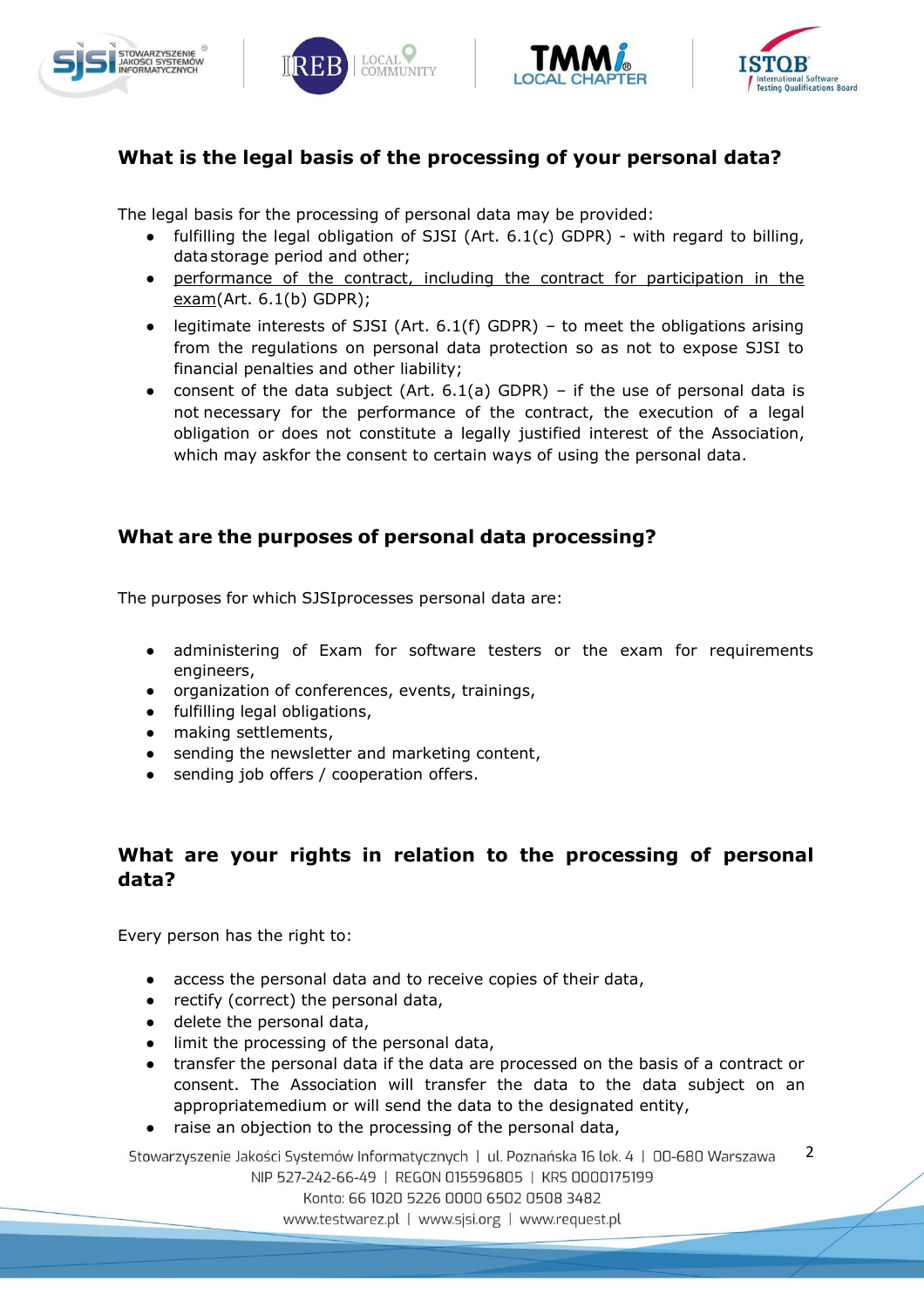## What is the legal basis of the processing of your personal data?

The legal basis for the processing of personal data may be provided:

- fulfilling the legal obligation of SJSI (Art. 6.1(c) GDPR) - with regard to billing, data storage period and other;
- performance of the contract, including the contract for participation in the exam(Art. 6.1(b) GDPR);
- legitimate interests of SJSI (Art. 6.1(f) GDPR) – to meet the obligations arising from the regulations on personal data protection so as not to expose SJSI to financial penalties and other liability;
- consent of the data subject (Art. 6.1(a) GDPR) – if the use of personal data is not necessary for the performance of the contract, the execution of a legal obligation or does not constitute a legally justified interest of the Association, which may askfor the consent to certain ways of using the personal data.

## What are the purposes of personal data processing?

The purposes for which SJSIprocesses personal data are:

- administering of Exam for software testers or the exam for requirements engineers,
- organization of conferences, events, trainings,
- fulfilling legal obligations,
- making settlements,
- sending the newsletter and marketing content,
- sending job offers / cooperation offers.

## What are your rights in relation to the processing of personal data?

Every person has the right to:

- access the personal data and to receive copies of their data,
- rectify (correct) the personal data,
- delete the personal data,
- limit the processing of the personal data,
- transfer the personal data if the data are processed on the basis of a contract or consent. The Association will transfer the data to the data subject on an appropriatemedium or will send the data to the designated entity,
- raise an objection to the processing of the personal data,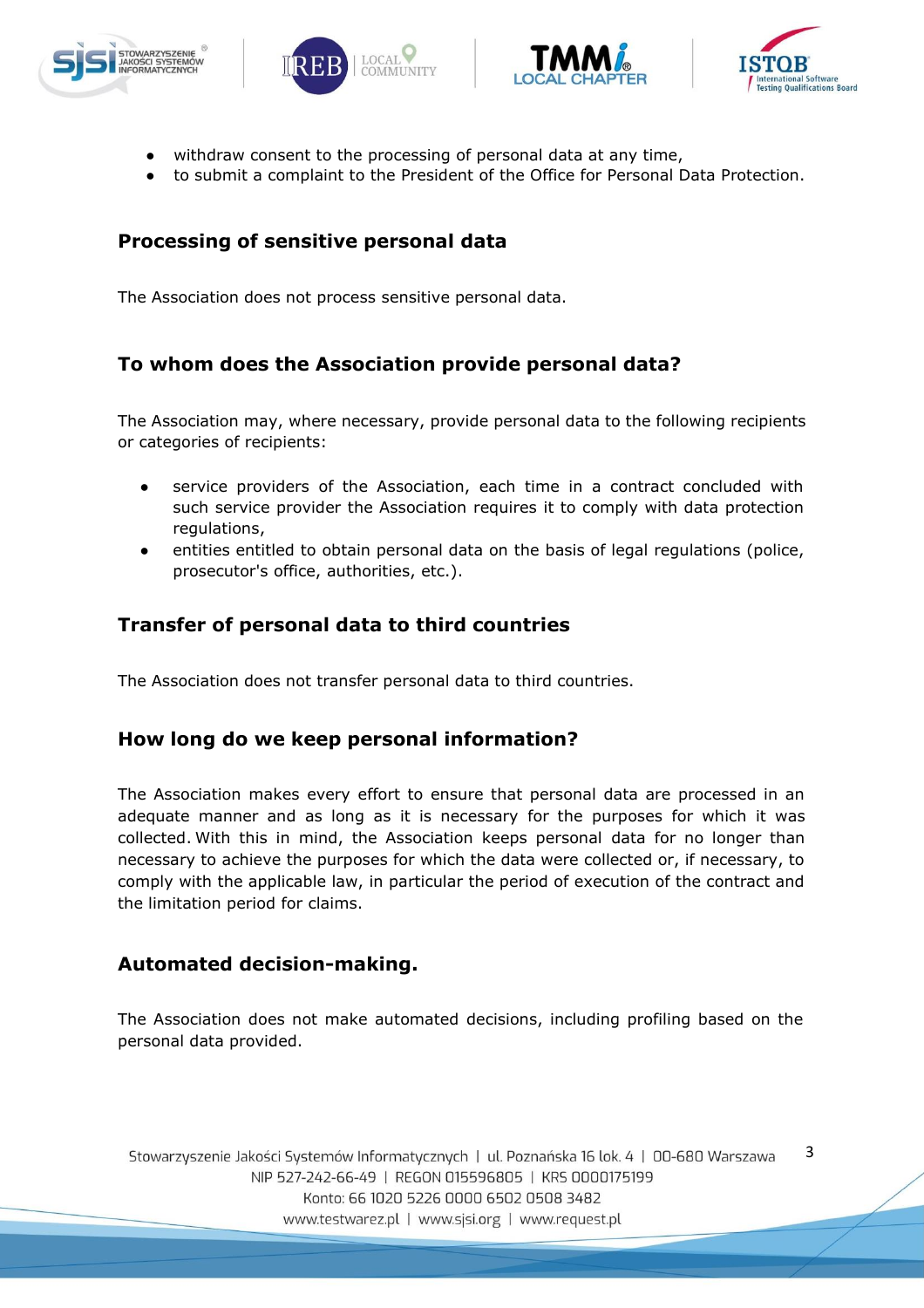- withdraw consent to the processing of personal data at any time,
- to submit a complaint to the President of the Office for Personal Data Protection.

## Processing of sensitive personal data

The Association does not process sensitive personal data.

## To whom does the Association provide personal data?

The Association may, where necessary, provide personal data to the following recipients or categories of recipients:

- service providers of the Association, each time in a contract concluded with such service provider the Association requires it to comply with data protection regulations,
- entities entitled to obtain personal data on the basis of legal regulations (police, prosecutor's office, authorities, etc.).

## Transfer of personal data to third countries

The Association does not transfer personal data to third countries.

## How long do we keep personal information?

The Association makes every effort to ensure that personal data are processed in an adequate manner and as long as it is necessary for the purposes for which it was collected. With this in mind, the Association keeps personal data for no longer than necessary to achieve the purposes for which the data were collected or, if necessary, to comply with the applicable law, in particular the period of execution of the contract and the limitation period for claims.

## Automated decision-making.

The Association does not make automated decisions, including profiling based on the personal data provided.